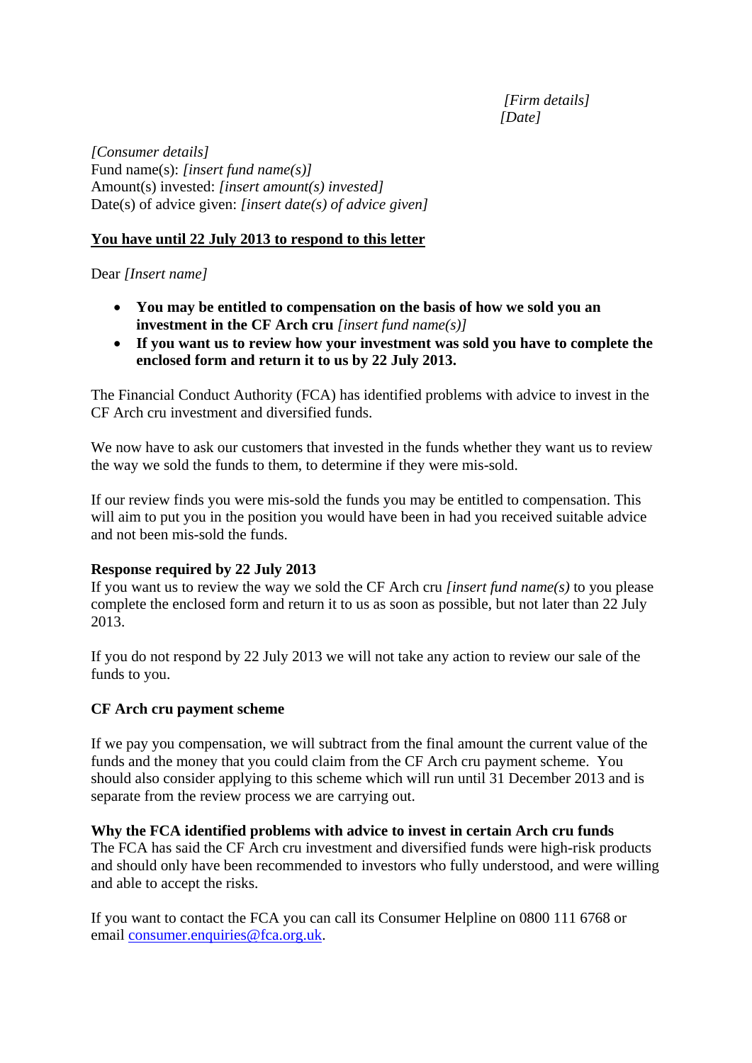*[Firm details]*
*[Date]*

*[Consumer details]*
Fund name(s): *[insert fund name(s)]*
Amount(s) invested: *[insert amount(s) invested]*
Date(s) of advice given: *[insert date(s) of advice given]*

**<u>You have until 22 July 2013 to respond to this letter</u>**

Dear *[Insert name]*

- **You may be entitled to compensation on the basis of how we sold you an investment in the CF Arch cru** *[insert fund name(s)]*
- **If you want us to review how your investment was sold you have to complete the enclosed form and return it to us by 22 July 2013.**

The Financial Conduct Authority (FCA) has identified problems with advice to invest in the CF Arch cru investment and diversified funds.

We now have to ask our customers that invested in the funds whether they want us to review the way we sold the funds to them, to determine if they were mis-sold.

If our review finds you were mis-sold the funds you may be entitled to compensation. This will aim to put you in the position you would have been in had you received suitable advice and not been mis-sold the funds.

**Response required by 22 July 2013**

If you want us to review the way we sold the CF Arch cru *[insert fund name(s)* to you please complete the enclosed form and return it to us as soon as possible, but not later than 22 July 2013.

If you do not respond by 22 July 2013 we will not take any action to review our sale of the funds to you.

**CF Arch cru payment scheme**

If we pay you compensation, we will subtract from the final amount the current value of the funds and the money that you could claim from the CF Arch cru payment scheme. You should also consider applying to this scheme which will run until 31 December 2013 and is separate from the review process we are carrying out.

**Why the FCA identified problems with advice to invest in certain Arch cru funds**

The FCA has said the CF Arch cru investment and diversified funds were high-risk products and should only have been recommended to investors who fully understood, and were willing and able to accept the risks.

If you want to contact the FCA you can call its Consumer Helpline on 0800 111 6768 or email consumer.enquiries@fca.org.uk.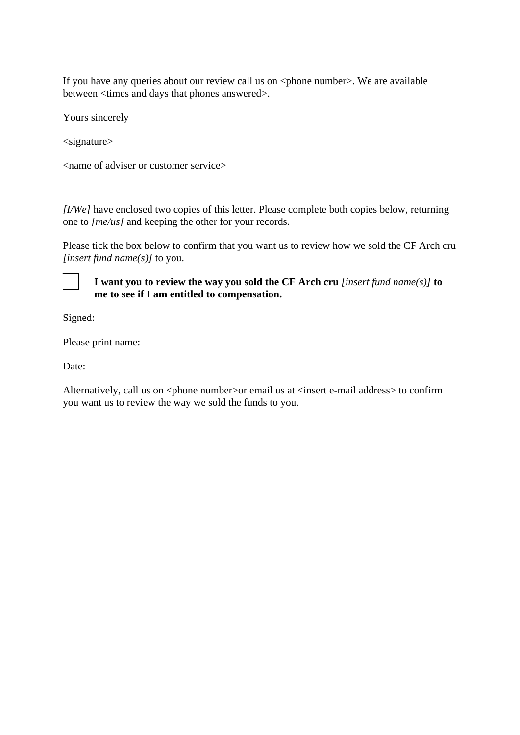If you have any queries about our review call us on <phone number>. We are available between <times and days that phones answered>.

Yours sincerely

<signature>

<name of adviser or customer service>

*[I/We]* have enclosed two copies of this letter. Please complete both copies below, returning one to *[me/us]* and keeping the other for your records.

Please tick the box below to confirm that you want us to review how we sold the CF Arch cru *[insert fund name(s)]* to you.

☐ **I want you to review the way you sold the CF Arch cru** *[insert fund name(s)]* **to me to see if I am entitled to compensation.**

Signed:

Please print name:

Date:

Alternatively, call us on <phone number>or email us at <insert e-mail address> to confirm you want us to review the way we sold the funds to you.